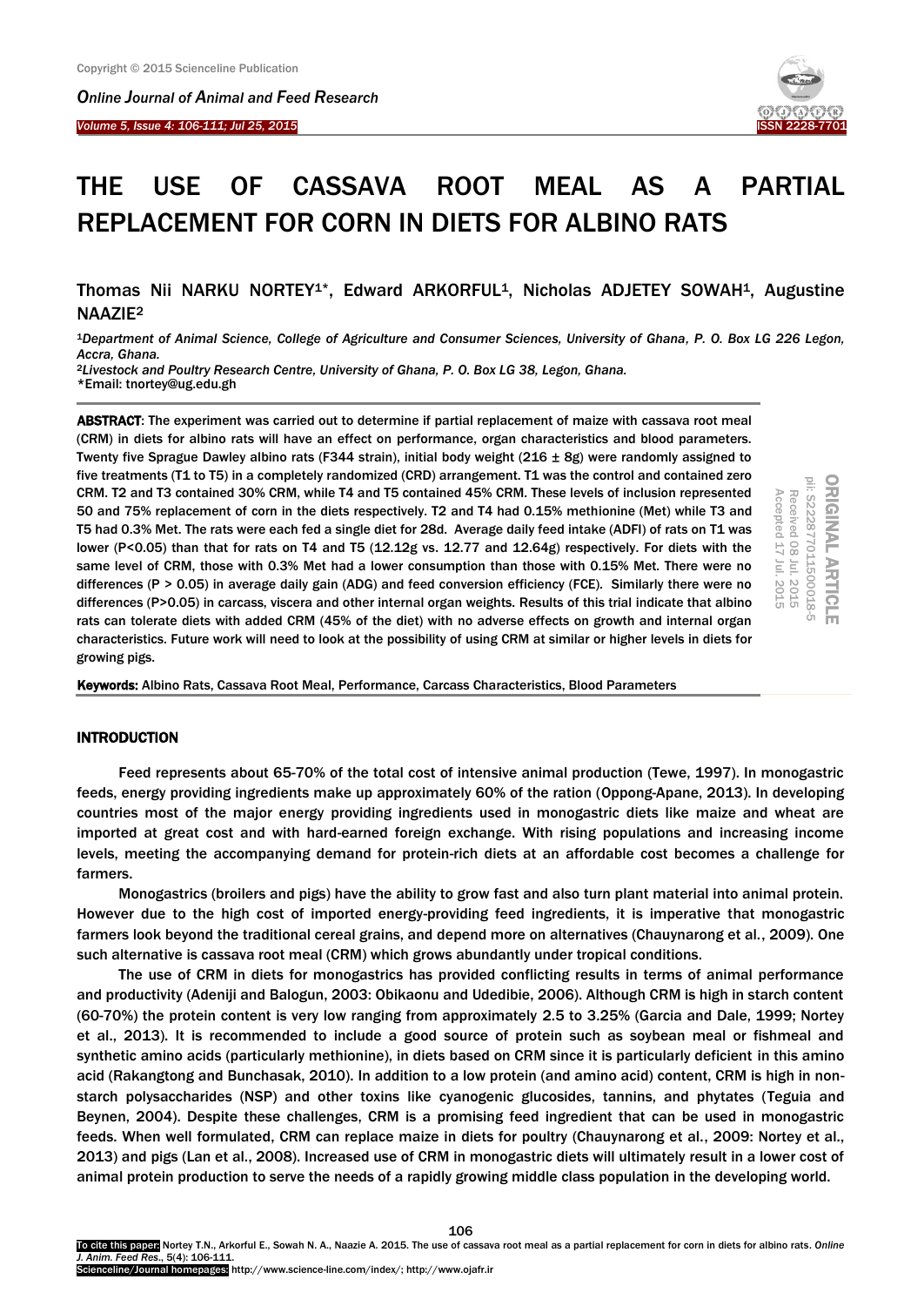# THE USE OF CASSAVA ROOT MEAL AS A PARTIAL REPLACEMENT FOR CORN IN DIETS FOR ALBINO RATS

Thomas Nii NARKU NORTEY[1]*, Edward ARKORFUL[1], Nicholas ADJETEY SOWAH[1], Augustine NAAZIE[2]

[1]*Department of Animal Science, College of Agriculture and Consumer Sciences, University of Ghana, P. O. Box LG 226 Legon, Accra, Ghana.*

[2]*Livestock and Poultry Research Centre, University of Ghana, P. O. Box LG 38, Legon, Ghana.*

*Email: tnortey@ug.edu.gh

ORIGINAL ARTICLE
pii: S222877011500018-5
Received 08 Jul. 2015
Accepted 17 Jul. 2015

**ABSTRACT**: The experiment was carried out to determine if partial replacement of maize with cassava root meal (CRM) in diets for albino rats will have an effect on performance, organ characteristics and blood parameters. Twenty five Sprague Dawley albino rats (F344 strain), initial body weight (216 ± 8g) were randomly assigned to five treatments (T1 to T5) in a completely randomized (CRD) arrangement. T1 was the control and contained zero CRM. T2 and T3 contained 30% CRM, while T4 and T5 contained 45% CRM. These levels of inclusion represented 50 and 75% replacement of corn in the diets respectively. T2 and T4 had 0.15% methionine (Met) while T3 and T5 had 0.3% Met. The rats were each fed a single diet for 28d. Average daily feed intake (ADFI) of rats on T1 was lower (P<0.05) than that for rats on T4 and T5 (12.12g vs. 12.77 and 12.64g) respectively. For diets with the same level of CRM, those with 0.3% Met had a lower consumption than those with 0.15% Met. There were no differences (P > 0.05) in average daily gain (ADG) and feed conversion efficiency (FCE). Similarly there were no differences (P>0.05) in carcass, viscera and other internal organ weights. Results of this trial indicate that albino rats can tolerate diets with added CRM (45% of the diet) with no adverse effects on growth and internal organ characteristics. Future work will need to look at the possibility of using CRM at similar or higher levels in diets for growing pigs.

**Keywords:** Albino Rats, Cassava Root Meal, Performance, Carcass Characteristics, Blood Parameters

## INTRODUCTION

Feed represents about 65-70% of the total cost of intensive animal production (Tewe, 1997). In monogastric feeds, energy providing ingredients make up approximately 60% of the ration (Oppong-Apane, 2013). In developing countries most of the major energy providing ingredients used in monogastric diets like maize and wheat are imported at great cost and with hard-earned foreign exchange. With rising populations and increasing income levels, meeting the accompanying demand for protein-rich diets at an affordable cost becomes a challenge for farmers.

Monogastrics (broilers and pigs) have the ability to grow fast and also turn plant material into animal protein. However due to the high cost of imported energy-providing feed ingredients, it is imperative that monogastric farmers look beyond the traditional cereal grains, and depend more on alternatives (Chauynarong et al., 2009). One such alternative is cassava root meal (CRM) which grows abundantly under tropical conditions.

The use of CRM in diets for monogastrics has provided conflicting results in terms of animal performance and productivity (Adeniji and Balogun, 2003: Obikaonu and Udedibie, 2006). Although CRM is high in starch content (60-70%) the protein content is very low ranging from approximately 2.5 to 3.25% (Garcia and Dale, 1999; Nortey et al., 2013). It is recommended to include a good source of protein such as soybean meal or fishmeal and synthetic amino acids (particularly methionine), in diets based on CRM since it is particularly deficient in this amino acid (Rakangtong and Bunchasak, 2010). In addition to a low protein (and amino acid) content, CRM is high in non-starch polysaccharides (NSP) and other toxins like cyanogenic glucosides, tannins, and phytates (Teguia and Beynen, 2004). Despite these challenges, CRM is a promising feed ingredient that can be used in monogastric feeds. When well formulated, CRM can replace maize in diets for poultry (Chauynarong et al., 2009: Nortey et al., 2013) and pigs (Lan et al., 2008). Increased use of CRM in monogastric diets will ultimately result in a lower cost of animal protein production to serve the needs of a rapidly growing middle class population in the developing world.

To cite this paper: Nortey T.N., Arkorful E., Sowah N. A., Naazie A. 2015. The use of cassava root meal as a partial replacement for corn in diets for albino rats. *Online J. Anim. Feed Res.*, 5(4): 106-111.
Scienceline/Journal homepages: http://www.science-line.com/index/; http://www.ojafr.ir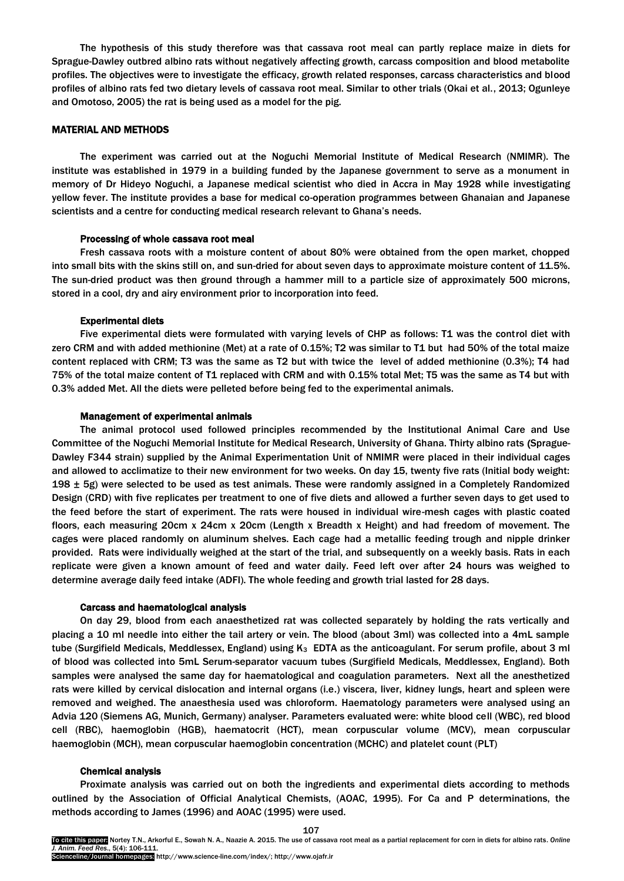The hypothesis of this study therefore was that cassava root meal can partly replace maize in diets for Sprague-Dawley outbred albino rats without negatively affecting growth, carcass composition and blood metabolite profiles. The objectives were to investigate the efficacy, growth related responses, carcass characteristics and blood profiles of albino rats fed two dietary levels of cassava root meal. Similar to other trials (Okai et al., 2013; Ogunleye and Omotoso, 2005) the rat is being used as a model for the pig.

## MATERIAL AND METHODS

The experiment was carried out at the Noguchi Memorial Institute of Medical Research (NMIMR). The institute was established in 1979 in a building funded by the Japanese government to serve as a monument in memory of Dr Hideyo Noguchi, a Japanese medical scientist who died in Accra in May 1928 while investigating yellow fever. The institute provides a base for medical co-operation programmes between Ghanaian and Japanese scientists and a centre for conducting medical research relevant to Ghana's needs.

### Processing of whole cassava root meal

Fresh cassava roots with a moisture content of about 80% were obtained from the open market, chopped into small bits with the skins still on, and sun-dried for about seven days to approximate moisture content of 11.5%. The sun-dried product was then ground through a hammer mill to a particle size of approximately 500 microns, stored in a cool, dry and airy environment prior to incorporation into feed.

### Experimental diets

Five experimental diets were formulated with varying levels of CHP as follows: T1 was the control diet with zero CRM and with added methionine (Met) at a rate of 0.15%; T2 was similar to T1 but had 50% of the total maize content replaced with CRM; T3 was the same as T2 but with twice the level of added methionine (0.3%); T4 had 75% of the total maize content of T1 replaced with CRM and with 0.15% total Met; T5 was the same as T4 but with 0.3% added Met. All the diets were pelleted before being fed to the experimental animals.

### Management of experimental animals

The animal protocol used followed principles recommended by the Institutional Animal Care and Use Committee of the Noguchi Memorial Institute for Medical Research, University of Ghana. Thirty albino rats (Sprague-Dawley F344 strain) supplied by the Animal Experimentation Unit of NMIMR were placed in their individual cages and allowed to acclimatize to their new environment for two weeks. On day 15, twenty five rats (Initial body weight: 198 ± 5g) were selected to be used as test animals. These were randomly assigned in a Completely Randomized Design (CRD) with five replicates per treatment to one of five diets and allowed a further seven days to get used to the feed before the start of experiment. The rats were housed in individual wire-mesh cages with plastic coated floors, each measuring 20cm x 24cm x 20cm (Length x Breadth x Height) and had freedom of movement. The cages were placed randomly on aluminum shelves. Each cage had a metallic feeding trough and nipple drinker provided. Rats were individually weighed at the start of the trial, and subsequently on a weekly basis. Rats in each replicate were given a known amount of feed and water daily. Feed left over after 24 hours was weighed to determine average daily feed intake (ADFI). The whole feeding and growth trial lasted for 28 days.

### Carcass and haematological analysis

On day 29, blood from each anaesthetized rat was collected separately by holding the rats vertically and placing a 10 ml needle into either the tail artery or vein. The blood (about 3ml) was collected into a 4mL sample tube (Surgifield Medicals, Meddlessex, England) using $K_3$ EDTA as the anticoagulant. For serum profile, about 3 ml of blood was collected into 5mL Serum-separator vacuum tubes (Surgifield Medicals, Meddlessex, England). Both samples were analysed the same day for haematological and coagulation parameters. Next all the anesthetized rats were killed by cervical dislocation and internal organs (i.e.) viscera, liver, kidney lungs, heart and spleen were removed and weighed. The anaesthesia used was chloroform. Haematology parameters were analysed using an Advia 120 (Siemens AG, Munich, Germany) analyser. Parameters evaluated were: white blood cell (WBC), red blood cell (RBC), haemoglobin (HGB), haematocrit (HCT), mean corpuscular volume (MCV), mean corpuscular haemoglobin (MCH), mean corpuscular haemoglobin concentration (MCHC) and platelet count (PLT)

### Chemical analysis

Proximate analysis was carried out on both the ingredients and experimental diets according to methods outlined by the Association of Official Analytical Chemists, (AOAC, 1995). For Ca and P determinations, the methods according to James (1996) and AOAC (1995) were used.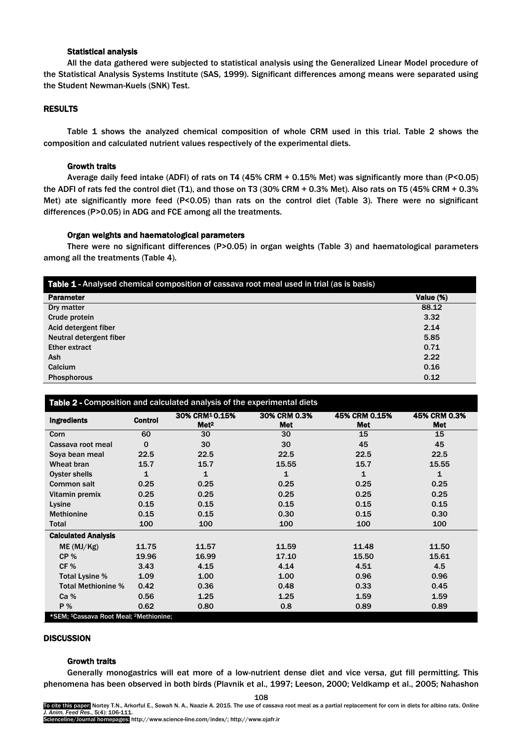### Statistical analysis

All the data gathered were subjected to statistical analysis using the Generalized Linear Model procedure of the Statistical Analysis Systems Institute (SAS, 1999). Significant differences among means were separated using the Student Newman-Kuels (SNK) Test.

## RESULTS

Table 1 shows the analyzed chemical composition of whole CRM used in this trial. Table 2 shows the composition and calculated nutrient values respectively of the experimental diets.

### Growth traits

Average daily feed intake (ADFI) of rats on T4 (45% CRM + 0.15% Met) was significantly more than ($P<0.05$) the ADFI of rats fed the control diet (T1), and those on T3 (30% CRM + 0.3% Met). Also rats on T5 (45% CRM + 0.3% Met) ate significantly more feed ($P<0.05$) than rats on the control diet (Table 3). There were no significant differences ($P>0.05$) in ADG and FCE among all the treatments.

### Organ weights and haematological parameters

There were no significant differences ($P>0.05$) in organ weights (Table 3) and haematological parameters among all the treatments (Table 4).

**Table 1** - Analysed chemical composition of cassava root meal used in trial (as is basis)

| Parameter | Value (%) |
|---|---|
| Dry matter | 88.12 |
| Crude protein | 3.32 |
| Acid detergent fiber | 2.14 |
| Neutral detergent fiber | 5.85 |
| Ether extract | 0.71 |
| Ash | 2.22 |
| Calcium | 0.16 |
| Phosphorous | 0.12 |

**Table 2** - Composition and calculated analysis of the experimental diets

| Ingredients | Control | 30% CRM[1] 0.15% Met[2] | 30% CRM 0.3% Met | 45% CRM 0.15% Met | 45% CRM 0.3% Met |
|---|---|---|---|---|---|
| Corn | 60 | 30 | 30 | 15 | 15 |
| Cassava root meal | 0 | 30 | 30 | 45 | 45 |
| Soya bean meal | 22.5 | 22.5 | 22.5 | 22.5 | 22.5 |
| Wheat bran | 15.7 | 15.7 | 15.55 | 15.7 | 15.55 |
| Oyster shells | 1 | 1 | 1 | 1 | 1 |
| Common salt | 0.25 | 0.25 | 0.25 | 0.25 | 0.25 |
| Vitamin premix | 0.25 | 0.25 | 0.25 | 0.25 | 0.25 |
| Lysine | 0.15 | 0.15 | 0.15 | 0.15 | 0.15 |
| Methionine | 0.15 | 0.15 | 0.30 | 0.15 | 0.30 |
| Total | 100 | 100 | 100 | 100 | 100 |
| **Calculated Analysis** | | | | | |
| ME (MJ/Kg) | 11.75 | 11.57 | 11.59 | 11.48 | 11.50 |
| CP % | 19.96 | 16.99 | 17.10 | 15.50 | 15.61 |
| CF % | 3.43 | 4.15 | 4.14 | 4.51 | 4.5 |
| Total Lysine % | 1.09 | 1.00 | 1.00 | 0.96 | 0.96 |
| Total Methionine % | 0.42 | 0.36 | 0.48 | 0.33 | 0.45 |
| Ca % | 0.56 | 1.25 | 1.25 | 1.59 | 1.59 |
| P % | 0.62 | 0.80 | 0.8 | 0.89 | 0.89 |

*SEM; [1]Cassava Root Meal; [2]Methionine;

## DISCUSSION

### Growth traits

Generally monogastrics will eat more of a low-nutrient dense diet and vice versa, gut fill permitting. This phenomena has been observed in both birds (Plavnik et al., 1997; Leeson, 2000; Veldkamp et al., 2005; Nahashon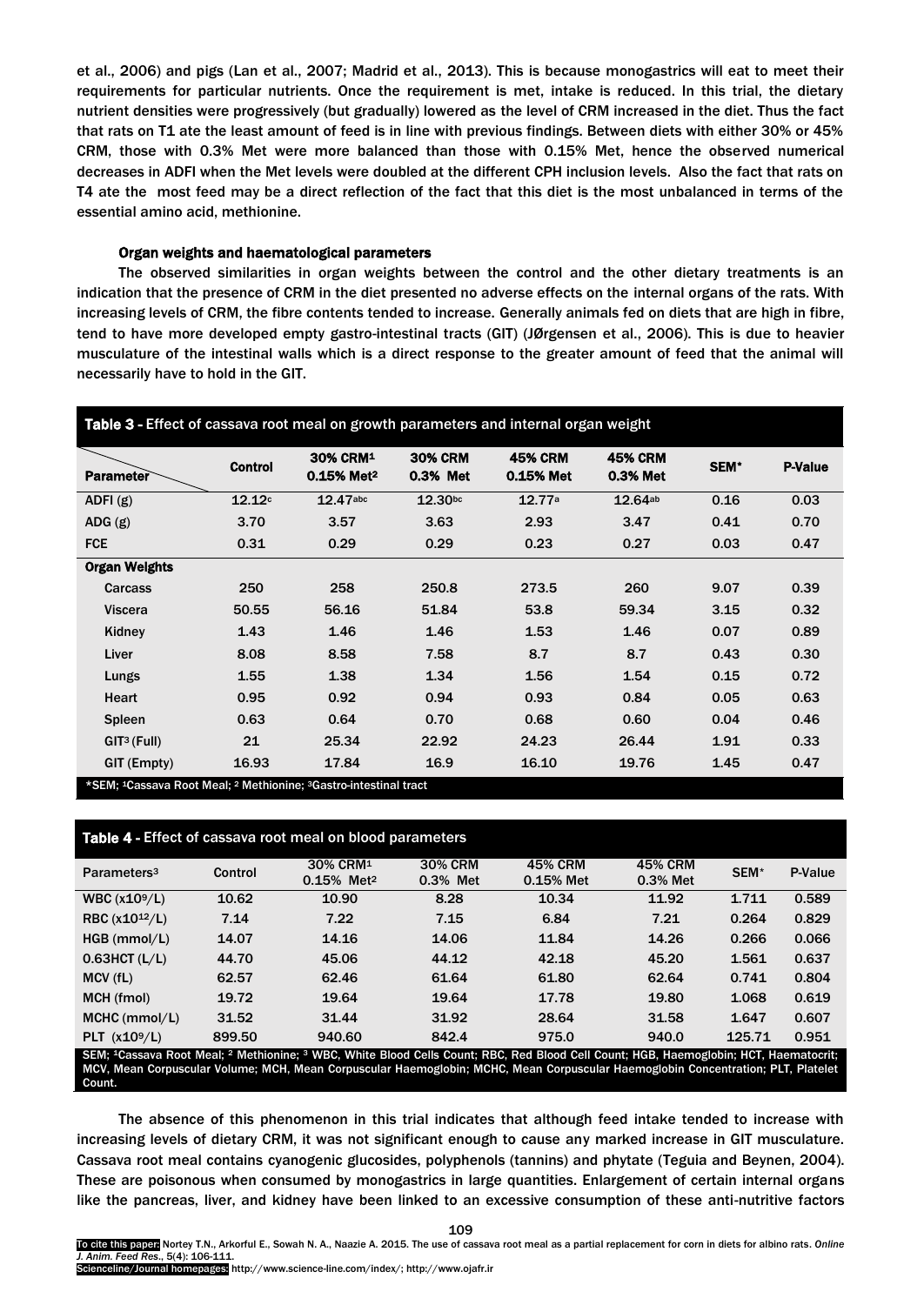et al., 2006) and pigs (Lan et al., 2007; Madrid et al., 2013). This is because monogastrics will eat to meet their requirements for particular nutrients. Once the requirement is met, intake is reduced. In this trial, the dietary nutrient densities were progressively (but gradually) lowered as the level of CRM increased in the diet. Thus the fact that rats on T1 ate the least amount of feed is in line with previous findings. Between diets with either 30% or 45% CRM, those with 0.3% Met were more balanced than those with 0.15% Met, hence the observed numerical decreases in ADFI when the Met levels were doubled at the different CPH inclusion levels. Also the fact that rats on T4 ate the most feed may be a direct reflection of the fact that this diet is the most unbalanced in terms of the essential amino acid, methionine.

### Organ weights and haematological parameters

The observed similarities in organ weights between the control and the other dietary treatments is an indication that the presence of CRM in the diet presented no adverse effects on the internal organs of the rats. With increasing levels of CRM, the fibre contents tended to increase. Generally animals fed on diets that are high in fibre, tend to have more developed empty gastro-intestinal tracts (GIT) (JØrgensen et al., 2006). This is due to heavier musculature of the intestinal walls which is a direct response to the greater amount of feed that the animal will necessarily have to hold in the GIT.

**Table 3 -** Effect of cassava root meal on growth parameters and internal organ weight

| Parameter | Control | 30% CRM[1] 0.15% Met[2] | 30% CRM 0.3% Met | 45% CRM 0.15% Met | 45% CRM 0.3% Met | SEM* | P-Value |
|---|---|---|---|---|---|---|---|
| ADFI (g) | 12.12[c] | 12.47[abc] | 12.30[bc] | 12.77[a] | 12.64[ab] | 0.16 | 0.03 |
| ADG (g) | 3.70 | 3.57 | 3.63 | 2.93 | 3.47 | 0.41 | 0.70 |
| FCE | 0.31 | 0.29 | 0.29 | 0.23 | 0.27 | 0.03 | 0.47 |
| **Organ Weights** | | | | | | | |
| Carcass | 250 | 258 | 250.8 | 273.5 | 260 | 9.07 | 0.39 |
| Viscera | 50.55 | 56.16 | 51.84 | 53.8 | 59.34 | 3.15 | 0.32 |
| Kidney | 1.43 | 1.46 | 1.46 | 1.53 | 1.46 | 0.07 | 0.89 |
| Liver | 8.08 | 8.58 | 7.58 | 8.7 | 8.7 | 0.43 | 0.30 |
| Lungs | 1.55 | 1.38 | 1.34 | 1.56 | 1.54 | 0.15 | 0.72 |
| Heart | 0.95 | 0.92 | 0.94 | 0.93 | 0.84 | 0.05 | 0.63 |
| Spleen | 0.63 | 0.64 | 0.70 | 0.68 | 0.60 | 0.04 | 0.46 |
| GIT[3] (Full) | 21 | 25.34 | 22.92 | 24.23 | 26.44 | 1.91 | 0.33 |
| GIT (Empty) | 16.93 | 17.84 | 16.9 | 16.10 | 19.76 | 1.45 | 0.47 |

*SEM; [1]Cassava Root Meal; [2] Methionine; [3]Gastro-intestinal tract

**Table 4 -** Effect of cassava root meal on blood parameters

| Parameters[3] | Control | 30% CRM[1] 0.15% Met[2] | 30% CRM 0.3% Met | 45% CRM 0.15% Met | 45% CRM 0.3% Met | SEM* | P-Value |
|---|---|---|---|---|---|---|---|
| WBC ($x10^9$/L) | 10.62 | 10.90 | 8.28 | 10.34 | 11.92 | 1.711 | 0.589 |
| RBC ($x10^{12}$/L) | 7.14 | 7.22 | 7.15 | 6.84 | 7.21 | 0.264 | 0.829 |
| HGB (mmol/L) | 14.07 | 14.16 | 14.06 | 11.84 | 14.26 | 0.266 | 0.066 |
| 0.63HCT (L/L) | 44.70 | 45.06 | 44.12 | 42.18 | 45.20 | 1.561 | 0.637 |
| MCV (fL) | 62.57 | 62.46 | 61.64 | 61.80 | 62.64 | 0.741 | 0.804 |
| MCH (fmol) | 19.72 | 19.64 | 19.64 | 17.78 | 19.80 | 1.068 | 0.619 |
| MCHC (mmol/L) | 31.52 | 31.44 | 31.92 | 28.64 | 31.58 | 1.647 | 0.607 |
| PLT ($x10^9$/L) | 899.50 | 940.60 | 842.4 | 975.0 | 940.0 | 125.71 | 0.951 |

SEM; [1]Cassava Root Meal; [2] Methionine; [3] WBC, White Blood Cells Count; RBC, Red Blood Cell Count; HGB, Haemoglobin; HCT, Haematocrit; MCV, Mean Corpuscular Volume; MCH, Mean Corpuscular Haemoglobin; MCHC, Mean Corpuscular Haemoglobin Concentration; PLT, Platelet Count.

The absence of this phenomenon in this trial indicates that although feed intake tended to increase with increasing levels of dietary CRM, it was not significant enough to cause any marked increase in GIT musculature. Cassava root meal contains cyanogenic glucosides, polyphenols (tannins) and phytate (Teguia and Beynen, 2004). These are poisonous when consumed by monogastrics in large quantities. Enlargement of certain internal organs like the pancreas, liver, and kidney have been linked to an excessive consumption of these anti-nutritive factors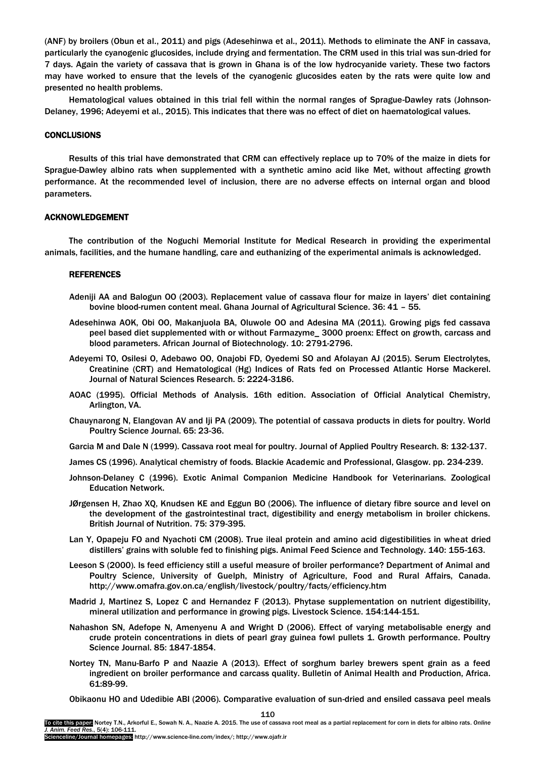(ANF) by broilers (Obun et al., 2011) and pigs (Adesehinwa et al., 2011). Methods to eliminate the ANF in cassava, particularly the cyanogenic glucosides, include drying and fermentation. The CRM used in this trial was sun-dried for 7 days. Again the variety of cassava that is grown in Ghana is of the low hydrocyanide variety. These two factors may have worked to ensure that the levels of the cyanogenic glucosides eaten by the rats were quite low and presented no health problems.

Hematological values obtained in this trial fell within the normal ranges of Sprague-Dawley rats (Johnson-Delaney, 1996; Adeyemi et al., 2015). This indicates that there was no effect of diet on haematological values.

## CONCLUSIONS

Results of this trial have demonstrated that CRM can effectively replace up to 70% of the maize in diets for Sprague-Dawley albino rats when supplemented with a synthetic amino acid like Met, without affecting growth performance. At the recommended level of inclusion, there are no adverse effects on internal organ and blood parameters.

## ACKNOWLEDGEMENT

The contribution of the Noguchi Memorial Institute for Medical Research in providing the experimental animals, facilities, and the humane handling, care and euthanizing of the experimental animals is acknowledged.

## REFERENCES

Adeniji AA and Balogun OO (2003). Replacement value of cassava flour for maize in layers' diet containing bovine blood-rumen content meal. Ghana Journal of Agricultural Science. 36: 41 – 55.

Adesehinwa AOK, Obi OO, Makanjuola BA, Oluwole OO and Adesina MA (2011). Growing pigs fed cassava peel based diet supplemented with or without Farmazyme_ 3000 proenx: Effect on growth, carcass and blood parameters. African Journal of Biotechnology. 10: 2791-2796.

Adeyemi TO, Osilesi O, Adebawo OO, Onajobi FD, Oyedemi SO and Afolayan AJ (2015). Serum Electrolytes, Creatinine (CRT) and Hematological (Hg) Indices of Rats fed on Processed Atlantic Horse Mackerel. Journal of Natural Sciences Research. 5: 2224-3186.

AOAC (1995). Official Methods of Analysis. 16th edition. Association of Official Analytical Chemistry, Arlington, VA.

Chauynarong N, Elangovan AV and Iji PA (2009). The potential of cassava products in diets for poultry. World Poultry Science Journal. 65: 23-36.

Garcia M and Dale N (1999). Cassava root meal for poultry. Journal of Applied Poultry Research. 8: 132-137.

James CS (1996). Analytical chemistry of foods. Blackie Academic and Professional, Glasgow. pp. 234-239.

Johnson-Delaney C (1996). Exotic Animal Companion Medicine Handbook for Veterinarians. Zoological Education Network.

JØrgensen H, Zhao XQ, Knudsen KE and Eggun BO (2006). The influence of dietary fibre source and level on the development of the gastrointestinal tract, digestibility and energy metabolism in broiler chickens. British Journal of Nutrition. 75: 379-395.

Lan Y, Opapeju FO and Nyachoti CM (2008). True ileal protein and amino acid digestibilities in wheat dried distillers' grains with soluble fed to finishing pigs. Animal Feed Science and Technology. 140: 155-163.

Leeson S (2000). Is feed efficiency still a useful measure of broiler performance? Department of Animal and Poultry Science, University of Guelph, Ministry of Agriculture, Food and Rural Affairs, Canada. http://www.omafra.gov.on.ca/english/livestock/poultry/facts/efficiency.htm

Madrid J, Martinez S, Lopez C and Hernandez F (2013). Phytase supplementation on nutrient digestibility, mineral utilization and performance in growing pigs. Livestock Science. 154:144-151.

Nahashon SN, Adefope N, Amenyenu A and Wright D (2006). Effect of varying metabolisable energy and crude protein concentrations in diets of pearl gray guinea fowl pullets 1. Growth performance. Poultry Science Journal. 85: 1847-1854.

Nortey TN, Manu-Barfo P and Naazie A (2013). Effect of sorghum barley brewers spent grain as a feed ingredient on broiler performance and carcass quality. Bulletin of Animal Health and Production, Africa. 61:89-99.

Obikaonu HO and Udedibie ABI (2006). Comparative evaluation of sun-dried and ensiled cassava peel meals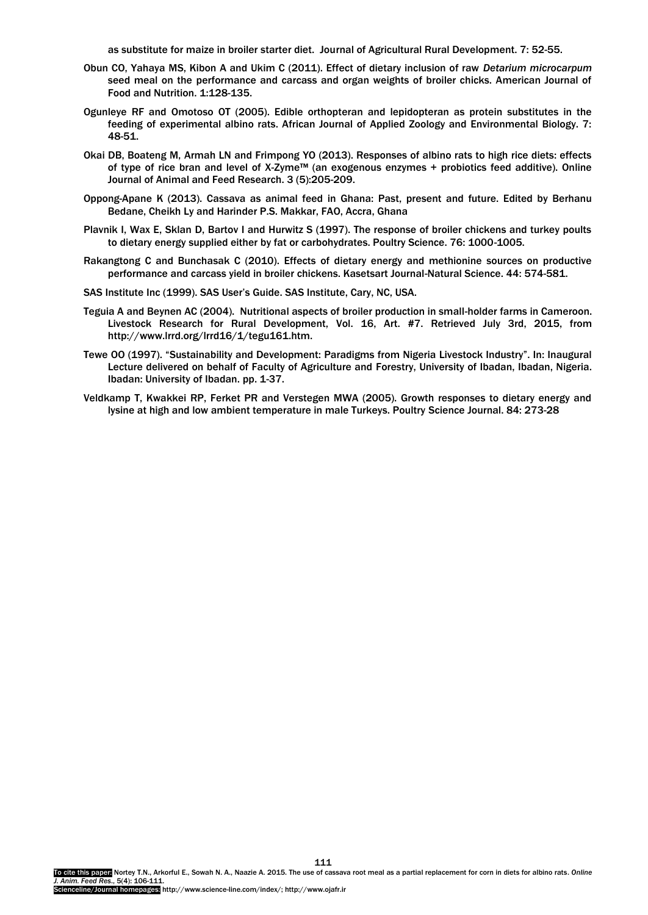as substitute for maize in broiler starter diet. Journal of Agricultural Rural Development. 7: 52-55.

Obun CO, Yahaya MS, Kibon A and Ukim C (2011). Effect of dietary inclusion of raw *Detarium microcarpum* seed meal on the performance and carcass and organ weights of broiler chicks. American Journal of Food and Nutrition. 1:128-135.

Ogunleye RF and Omotoso OT (2005). Edible orthopteran and lepidopteran as protein substitutes in the feeding of experimental albino rats. African Journal of Applied Zoology and Environmental Biology. 7: 48-51.

Okai DB, Boateng M, Armah LN and Frimpong YO (2013). Responses of albino rats to high rice diets: effects of type of rice bran and level of X-Zyme™ (an exogenous enzymes + probiotics feed additive). Online Journal of Animal and Feed Research. 3 (5):205-209.

Oppong-Apane K (2013). Cassava as animal feed in Ghana: Past, present and future. Edited by Berhanu Bedane, Cheikh Ly and Harinder P.S. Makkar, FAO, Accra, Ghana

Plavnik I, Wax E, Sklan D, Bartov I and Hurwitz S (1997). The response of broiler chickens and turkey poults to dietary energy supplied either by fat or carbohydrates. Poultry Science. 76: 1000-1005.

Rakangtong C and Bunchasak C (2010). Effects of dietary energy and methionine sources on productive performance and carcass yield in broiler chickens. Kasetsart Journal-Natural Science. 44: 574-581.

SAS Institute Inc (1999). SAS User's Guide. SAS Institute, Cary, NC, USA.

Teguia A and Beynen AC (2004). Nutritional aspects of broiler production in small-holder farms in Cameroon. Livestock Research for Rural Development, Vol. 16, Art. #7. Retrieved July 3rd, 2015, from http://www.lrrd.org/lrrd16/1/tegu161.htm.

Tewe OO (1997). "Sustainability and Development: Paradigms from Nigeria Livestock Industry". In: Inaugural Lecture delivered on behalf of Faculty of Agriculture and Forestry, University of Ibadan, Ibadan, Nigeria. Ibadan: University of Ibadan. pp. 1-37.

Veldkamp T, Kwakkei RP, Ferket PR and Verstegen MWA (2005). Growth responses to dietary energy and lysine at high and low ambient temperature in male Turkeys. Poultry Science Journal. 84: 273-28